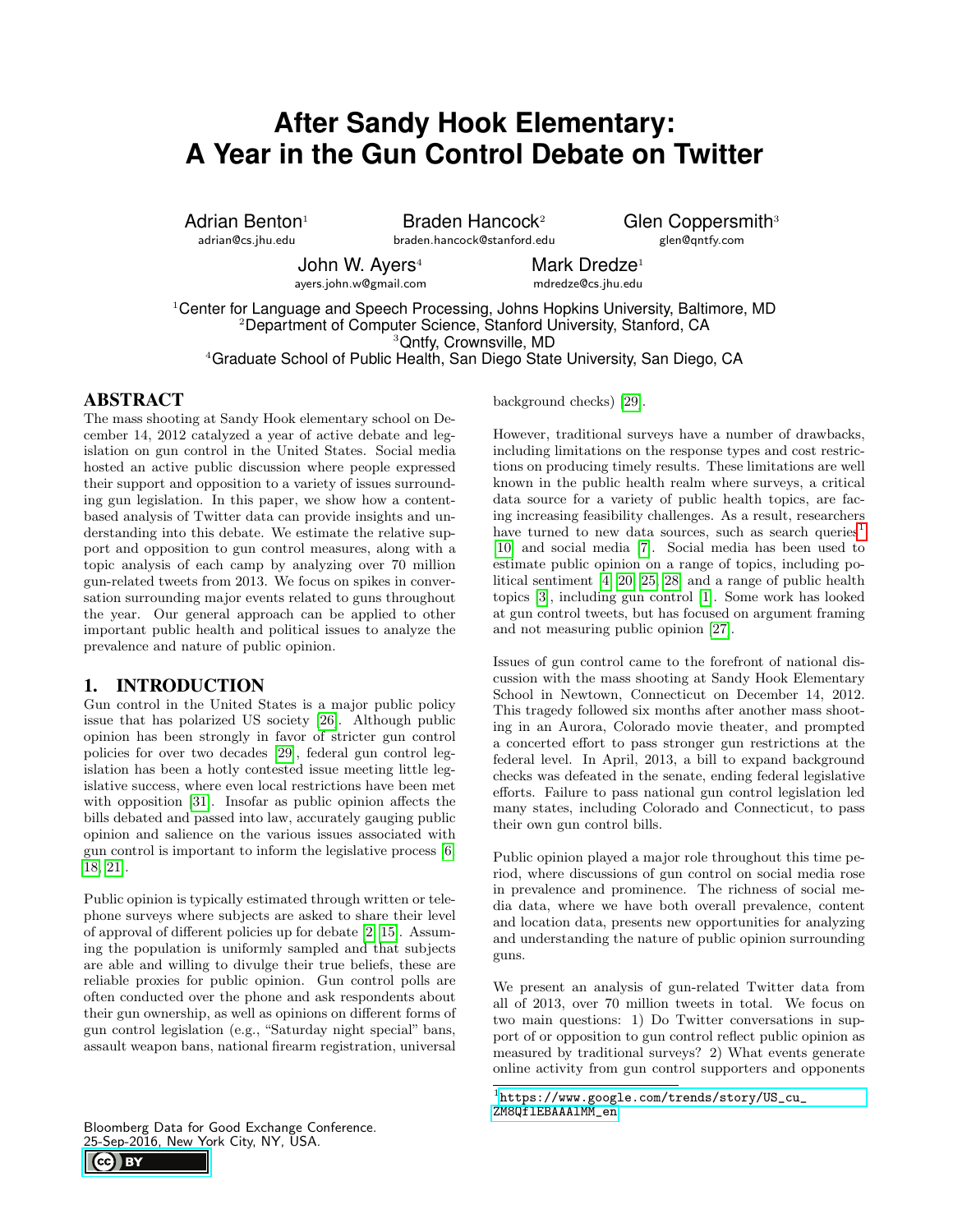# After Sandy Hook Elementary: A Year in the Gun Control Debate on Twitter

Adrian Benton[1] adrian@cs.jhu.edu

Braden Hancock[2] braden.hancock@stanford.edu

Glen Coppersmith[3] glen@qntfy.com

John W. Ayers[4] ayers.john.w@gmail.com

Mark Dredze[1] mdredze@cs.jhu.edu

[1]Center for Language and Speech Processing, Johns Hopkins University, Baltimore, MD
[2]Department of Computer Science, Stanford University, Stanford, CA
[3]Qntfy, Crownsville, MD
[4]Graduate School of Public Health, San Diego State University, San Diego, CA

## ABSTRACT

The mass shooting at Sandy Hook elementary school on December 14, 2012 catalyzed a year of active debate and legislation on gun control in the United States. Social media hosted an active public discussion where people expressed their support and opposition to a variety of issues surrounding gun legislation. In this paper, we show how a content-based analysis of Twitter data can provide insights and understanding into this debate. We estimate the relative support and opposition to gun control measures, along with a topic analysis of each camp by analyzing over 70 million gun-related tweets from 2013. We focus on spikes in conversation surrounding major events related to guns throughout the year. Our general approach can be applied to other important public health and political issues to analyze the prevalence and nature of public opinion.

## 1. INTRODUCTION

Gun control in the United States is a major public policy issue that has polarized US society [26]. Although public opinion has been strongly in favor of stricter gun control policies for over two decades [29], federal gun control legislation has been a hotly contested issue meeting little legislative success, where even local restrictions have been met with opposition [31]. Insofar as public opinion affects the bills debated and passed into law, accurately gauging public opinion and salience on the various issues associated with gun control is important to inform the legislative process [6, 18, 21].

Public opinion is typically estimated through written or telephone surveys where subjects are asked to share their level of approval of different policies up for debate [2, 15]. Assuming the population is uniformly sampled and that subjects are able and willing to divulge their true beliefs, these are reliable proxies for public opinion. Gun control polls are often conducted over the phone and ask respondents about their gun ownership, as well as opinions on different forms of gun control legislation (e.g., "Saturday night special" bans, assault weapon bans, national firearm registration, universal background checks) [29].

However, traditional surveys have a number of drawbacks, including limitations on the response types and cost restrictions on producing timely results. These limitations are well known in the public health realm where surveys, a critical data source for a variety of public health topics, are facing increasing feasibility challenges. As a result, researchers have turned to new data sources, such as search queries[1] [10] and social media [7]. Social media has been used to estimate public opinion on a range of topics, including political sentiment [4, 20, 25, 28] and a range of public health topics [3], including gun control [1]. Some work has looked at gun control tweets, but has focused on argument framing and not measuring public opinion [27].

Issues of gun control came to the forefront of national discussion with the mass shooting at Sandy Hook Elementary School in Newtown, Connecticut on December 14, 2012. This tragedy followed six months after another mass shooting in an Aurora, Colorado movie theater, and prompted a concerted effort to pass stronger gun restrictions at the federal level. In April, 2013, a bill to expand background checks was defeated in the senate, ending federal legislative efforts. Failure to pass national gun control legislation led many states, including Colorado and Connecticut, to pass their own gun control bills.

Public opinion played a major role throughout this time period, where discussions of gun control on social media rose in prevalence and prominence. The richness of social media data, where we have both overall prevalence, content and location data, presents new opportunities for analyzing and understanding the nature of public opinion surrounding guns.

We present an analysis of gun-related Twitter data from all of 2013, over 70 million tweets in total. We focus on two main questions: 1) Do Twitter conversations in support of or opposition to gun control reflect public opinion as measured by traditional surveys? 2) What events generate online activity from gun control supporters and opponents

[1]https://www.google.com/trends/story/US_cu_ZM8Qf1EBAAA1MM_en

Bloomberg Data for Good Exchange Conference.
25-Sep-2016, New York City, NY, USA.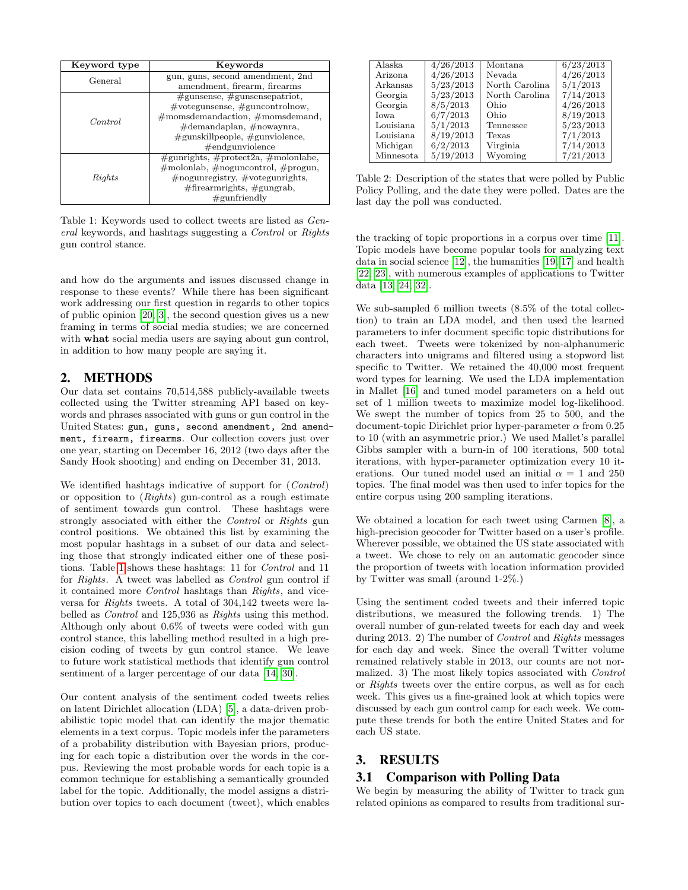| Keyword type | Keywords |
|---|---|
| General | gun, guns, second amendment, 2nd amendment, firearm, firearms |
| *Control* | #gunsense, #gunsensepatriot, #votegunsense, #guncontrolnow, #momsdemandaction, #momsdemand, #demandaplan, #nowaynra, #gunskillpeople, #gunviolence, #endgunviolence |
| *Rights* | #gunrights, #protect2a, #molonlabe, #molonlab, #noguncontrol, #progun, #nogunregistry, #votegunrights, #firearmrights, #gungrab, #gunfriendly |

Table 1: Keywords used to collect tweets are listed as *General* keywords, and hashtags suggesting a *Control* or *Rights* gun control stance.

and how do the arguments and issues discussed change in response to these events? While there has been significant work addressing our first question in regards to other topics of public opinion [20, 3], the second question gives us a new framing in terms of social media studies; we are concerned with **what** social media users are saying about gun control, in addition to how many people are saying it.

## 2. METHODS

Our data set contains 70,514,588 publicly-available tweets collected using the Twitter streaming API based on keywords and phrases associated with guns or gun control in the United States: `gun, guns, second amendment, 2nd amendment, firearm, firearms`. Our collection covers just over one year, starting on December 16, 2012 (two days after the Sandy Hook shooting) and ending on December 31, 2013.

We identified hashtags indicative of support for (*Control*) or opposition to (*Rights*) gun-control as a rough estimate of sentiment towards gun control. These hashtags were strongly associated with either the *Control* or *Rights* gun control positions. We obtained this list by examining the most popular hashtags in a subset of our data and selecting those that strongly indicated either one of these positions. Table 1 shows these hashtags: 11 for *Control* and 11 for *Rights*. A tweet was labelled as *Control* gun control if it contained more *Control* hashtags than *Rights*, and vice-versa for *Rights* tweets. A total of 304,142 tweets were labelled as *Control* and 125,936 as *Rights* using this method. Although only about 0.6% of tweets were coded with gun control stance, this labelling method resulted in a high precision coding of tweets by gun control stance. We leave to future work statistical methods that identify gun control sentiment of a larger percentage of our data [14, 30].

Our content analysis of the sentiment coded tweets relies on latent Dirichlet allocation (LDA) [5], a data-driven probabilistic topic model that can identify the major thematic elements in a text corpus. Topic models infer the parameters of a probability distribution with Bayesian priors, producing for each topic a distribution over the words in the corpus. Reviewing the most probable words for each topic is a common technique for establishing a semantically grounded label for the topic. Additionally, the model assigns a distribution over topics to each document (tweet), which enables the tracking of topic proportions in a corpus over time [11]. Topic models have become popular tools for analyzing text data in social science [12], the humanities [19, 17] and health [22, 23], with numerous examples of applications to Twitter data [13, 24, 32].

| | | | |
|---|---|---|---|
| Alaska | 4/26/2013 | Montana | 6/23/2013 |
| Arizona | 4/26/2013 | Nevada | 4/26/2013 |
| Arkansas | 5/23/2013 | North Carolina | 5/1/2013 |
| Georgia | 5/23/2013 | North Carolina | 7/14/2013 |
| Georgia | 8/5/2013 | Ohio | 4/26/2013 |
| Iowa | 6/7/2013 | Ohio | 8/19/2013 |
| Louisiana | 5/1/2013 | Tennessee | 5/23/2013 |
| Louisiana | 8/19/2013 | Texas | 7/1/2013 |
| Michigan | 6/2/2013 | Virginia | 7/14/2013 |
| Minnesota | 5/19/2013 | Wyoming | 7/21/2013 |

Table 2: Description of the states that were polled by Public Policy Polling, and the date they were polled. Dates are the last day the poll was conducted.

We sub-sampled 6 million tweets (8.5% of the total collection) to train an LDA model, and then used the learned parameters to infer document specific topic distributions for each tweet. Tweets were tokenized by non-alphanumeric characters into unigrams and filtered using a stopword list specific to Twitter. We retained the 40,000 most frequent word types for learning. We used the LDA implementation in Mallet [16] and tuned model parameters on a held out set of 1 million tweets to maximize model log-likelihood. We swept the number of topics from 25 to 500, and the document-topic Dirichlet prior hyper-parameter $\alpha$ from 0.25 to 10 (with an asymmetric prior.) We used Mallet's parallel Gibbs sampler with a burn-in of 100 iterations, 500 total iterations, with hyper-parameter optimization every 10 iterations. Our tuned model used an initial $\alpha = 1$ and 250 topics. The final model was then used to infer topics for the entire corpus using 200 sampling iterations.

We obtained a location for each tweet using Carmen [8], a high-precision geocoder for Twitter based on a user's profile. Wherever possible, we obtained the US state associated with a tweet. We chose to rely on an automatic geocoder since the proportion of tweets with location information provided by Twitter was small (around 1-2%.)

Using the sentiment coded tweets and their inferred topic distributions, we measured the following trends. 1) The overall number of gun-related tweets for each day and week during 2013. 2) The number of *Control* and *Rights* messages for each day and week. Since the overall Twitter volume remained relatively stable in 2013, our counts are not normalized. 3) The most likely topics associated with *Control* or *Rights* tweets over the entire corpus, as well as for each week. This gives us a fine-grained look at which topics were discussed by each gun control camp for each week. We compute these trends for both the entire United States and for each US state.

## 3. RESULTS

### 3.1 Comparison with Polling Data

We begin by measuring the ability of Twitter to track gun related opinions as compared to results from traditional sur-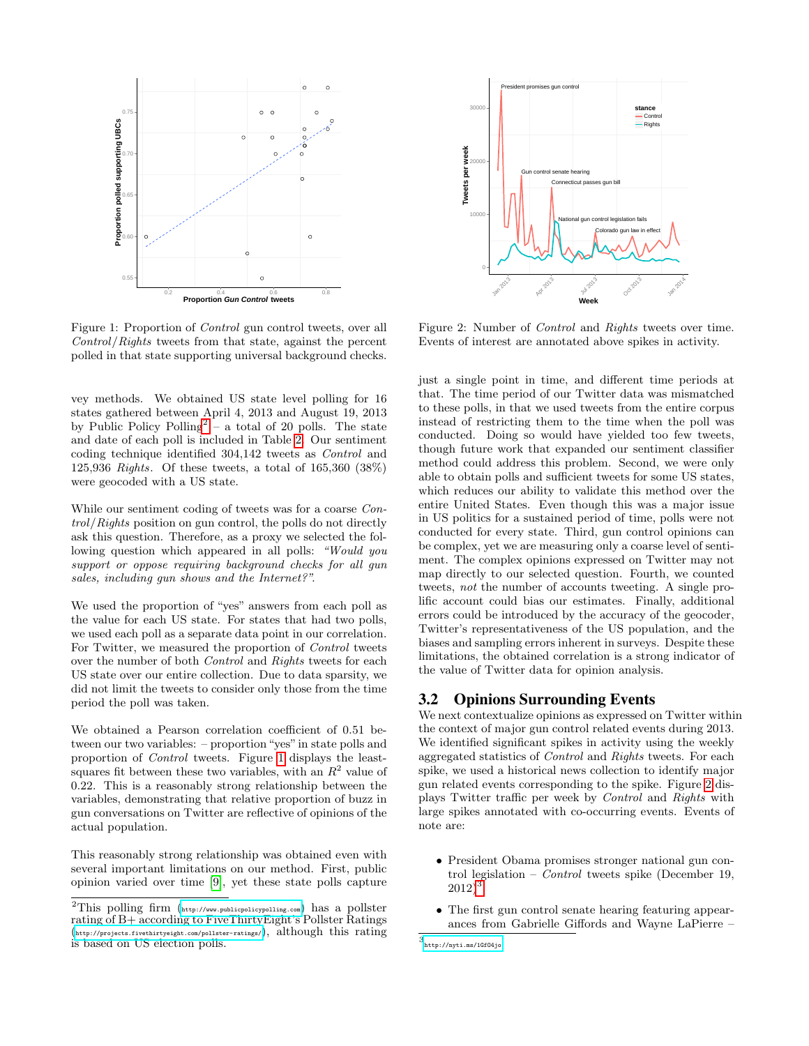Figure 1: Proportion of *Control* gun control tweets, over all *Control*/*Rights* tweets from that state, against the percent polled in that state supporting universal background checks.

Figure 2: Number of *Control* and *Rights* tweets over time. Events of interest are annotated above spikes in activity.

vey methods. We obtained US state level polling for 16 states gathered between April 4, 2013 and August 19, 2013 by Public Policy Polling[2] – a total of 20 polls. The state and date of each poll is included in Table 2. Our sentiment coding technique identified 304,142 tweets as *Control* and 125,936 *Rights*. Of these tweets, a total of 165,360 (38%) were geocoded with a US state.

While our sentiment coding of tweets was for a coarse *Control*/*Rights* position on gun control, the polls do not directly ask this question. Therefore, as a proxy we selected the following question which appeared in all polls: *"Would you support or oppose requiring background checks for all gun sales, including gun shows and the Internet?"*.

We used the proportion of "yes" answers from each poll as the value for each US state. For states that had two polls, we used each poll as a separate data point in our correlation. For Twitter, we measured the proportion of *Control* tweets over the number of both *Control* and *Rights* tweets for each US state over our entire collection. Due to data sparsity, we did not limit the tweets to consider only those from the time period the poll was taken.

We obtained a Pearson correlation coefficient of 0.51 between our two variables: – proportion "yes" in state polls and proportion of *Control* tweets. Figure 1 displays the least-squares fit between these two variables, with an $R^2$ value of 0.22. This is a reasonably strong relationship between the variables, demonstrating that relative proportion of buzz in gun conversations on Twitter are reflective of opinions of the actual population.

This reasonably strong relationship was obtained even with several important limitations on our method. First, public opinion varied over time [9], yet these state polls capture just a single point in time, and different time periods at that. The time period of our Twitter data was mismatched to these polls, in that we used tweets from the entire corpus instead of restricting them to the time when the poll was conducted. Doing so would have yielded too few tweets, though future work that expanded our sentiment classifier method could address this problem. Second, we were only able to obtain polls and sufficient tweets for some US states, which reduces our ability to validate this method over the entire United States. Even though this was a major issue in US politics for a sustained period of time, polls were not conducted for every state. Third, gun control opinions can be complex, yet we are measuring only a coarse level of sentiment. The complex opinions expressed on Twitter may not map directly to our selected question. Fourth, we counted tweets, *not* the number of accounts tweeting. A single prolific account could bias our estimates. Finally, additional errors could be introduced by the accuracy of the geocoder, Twitter's representativeness of the US population, and the biases and sampling errors inherent in surveys. Despite these limitations, the obtained correlation is a strong indicator of the value of Twitter data for opinion analysis.

## 3.2 Opinions Surrounding Events

We next contextualize opinions as expressed on Twitter within the context of major gun control related events during 2013. We identified significant spikes in activity using the weekly aggregated statistics of *Control* and *Rights* tweets. For each spike, we used a historical news collection to identify major gun related events corresponding to the spike. Figure 2 displays Twitter traffic per week by *Control* and *Rights* with large spikes annotated with co-occurring events. Events of note are:

- President Obama promises stronger national gun control legislation – *Control* tweets spike (December 19, 2012)[3]
- The first gun control senate hearing featuring appearances from Gabrielle Giffords and Wayne LaPierre –

[2] This polling firm (http://www.publicpolicypolling.com) has a pollster rating of B+ according to FiveThirtyEight's Pollster Ratings (http://projects.fivethirtyeight.com/pollster-ratings/), although this rating is based on US election polls.

[3] http://nyti.ms/1Gf04jo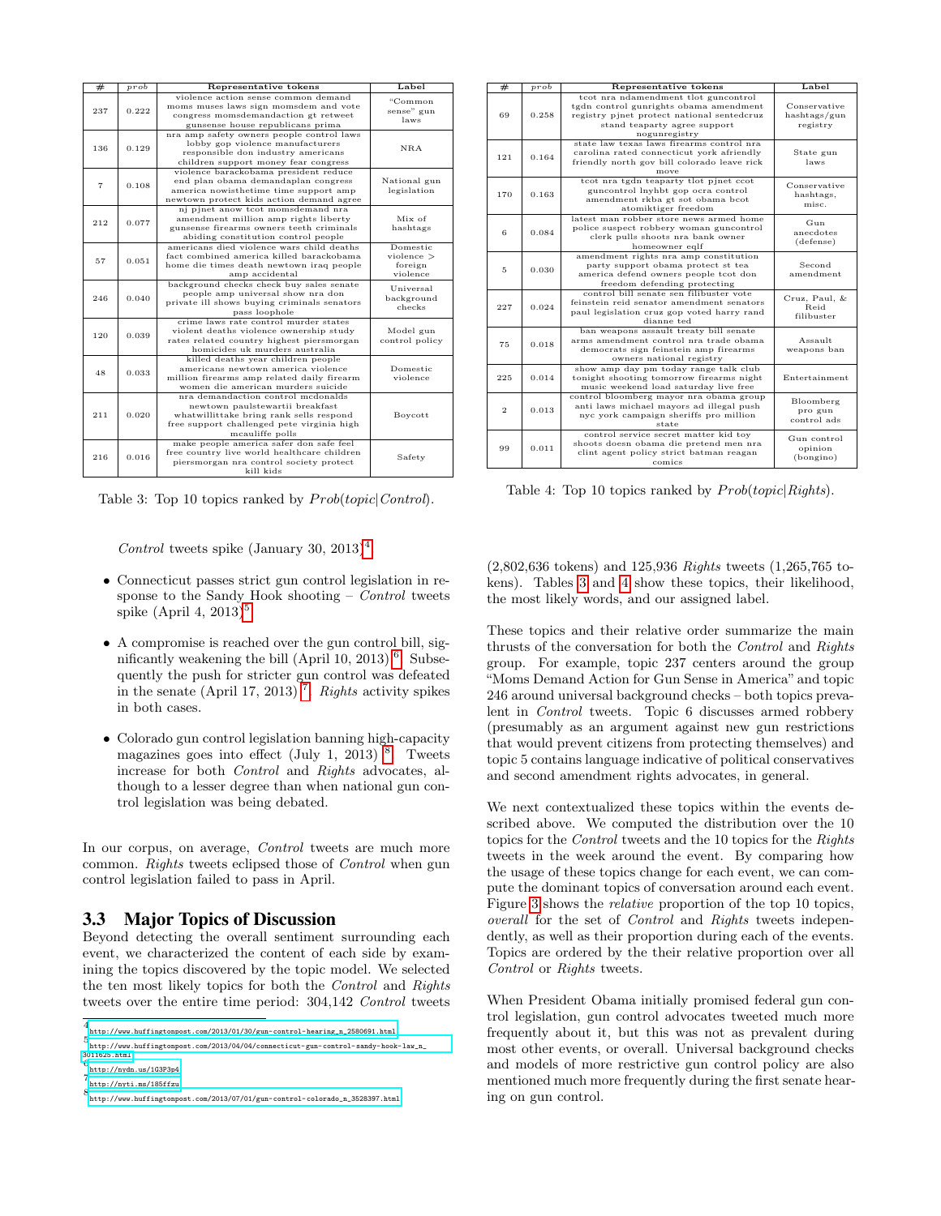| # | *prob* | Representative tokens | Label |
|---|---|---|---|
| 237 | 0.222 | violence action sense common demand moms muses laws sign momsdem and vote congress momsdemandaction gt retweet gunsense house republicans prima | "Common sense" gun laws |
| 136 | 0.129 | nra amp safety owners people control laws lobby gop violence manufacturers responsible don industry americans children support money fear congress | NRA |
| 7 | 0.108 | violence barackobama president reduce end plan obama demandaplan congress america nowisthetime time support amp newtown protect kids action demand agree | National gun legislation |
| 212 | 0.077 | nj pjnet anow tcot momsdemand nra amendment million amp rights liberty gunsense firearms owners teeth criminals abiding constitution control people | Mix of hashtags |
| 57 | 0.051 | americans died violence wars child deaths fact combined america killed barackobama home die times death newtown iraq people amp accidental | Domestic violence > foreign violence |
| 246 | 0.040 | background checks check buy sales senate people amp universal show nra don private ill shows buying criminals senators pass loophole | Universal background checks |
| 120 | 0.039 | crime laws rate control murder states violent deaths violence ownership study rates related country highest piersmorgan homicides uk murders australia | Model gun control policy |
| 48 | 0.033 | killed deaths year children people americans newtown america violence million firearms amp related daily firearm women die american murders suicide | Domestic violence |
| 211 | 0.020 | nra demandaction control mcdonalds newtown paulstewartii breakfast whatwillittake bring rank sells respond free support challenged pete virginia high mcauliffe polls | Boycott |
| 216 | 0.016 | make people america safer don safe feel free country live world healthcare children piersmorgan nra control society protect kill kids | Safety |

Table 3: Top 10 topics ranked by $Prob(topic|Control)$.

| # | *prob* | Representative tokens | Label |
|---|---|---|---|
| 69 | 0.258 | tcot nra ndamendment tlot guncontrol tgdn control gunrights obama amendment registry pjnet protect national sentedcruz stand teaparty agree support nogunregistry | Conservative hashtags/gun registry |
| 121 | 0.164 | state law texas laws firearms control nra carolina rated connecticut york afriendly friendly north gov bill colorado leave rick move | State gun laws |
| 170 | 0.163 | tcot nra tgdn teaparty tlot pjnet ccot guncontrol lnyhbt gop ocra control amendment rkba gt sot obama bcot atomiktiger freedom | Conservative hashtags, misc. |
| 6 | 0.084 | latest man robber store news armed home police suspect robbery woman guncontrol clerk pulls shoots nra bank owner homeowner eqlf | Gun anecdotes (defense) |
| 5 | 0.030 | amendment rights nra amp constitution party support obama protect st tea america defend owners people tcot don freedom defending protecting | Second amendment |
| 227 | 0.024 | control bill senate sen filibuster vote feinstein reid senator amendment senators paul legislation cruz gop voted harry rand dianne ted | Cruz, Paul, & Reid filibuster |
| 75 | 0.018 | ban weapons assault treaty bill senate arms amendment control nra trade obama democrats sign feinstein amp firearms owners national registry | Assault weapons ban |
| 225 | 0.014 | show amp day pm today range talk club tonight shooting tomorrow firearms night music weekend load saturday live free | Entertainment |
| 2 | 0.013 | control bloomberg mayor nra obama group anti laws michael mayors ad illegal push nyc york campaign sheriffs pro million state | Bloomberg pro gun control ads |
| 99 | 0.011 | control service secret matter kid toy shoots doesn obama die pretend men nra clint agent policy strict batman reagan comics | Gun control opinion (bongino) |

Table 4: Top 10 topics ranked by $Prob(topic|Rights)$.

*Control* tweets spike (January 30, 2013)[4]

- Connecticut passes strict gun control legislation in response to the Sandy Hook shooting – *Control* tweets spike (April 4, 2013)[5]
- A compromise is reached over the gun control bill, significantly weakening the bill (April 10, 2013) [6]. Subsequently the push for stricter gun control was defeated in the senate (April 17, 2013) [7]. *Rights* activity spikes in both cases.
- Colorado gun control legislation banning high-capacity magazines goes into effect (July 1, 2013) [8]. Tweets increase for both *Control* and *Rights* advocates, although to a lesser degree than when national gun control legislation was being debated.

In our corpus, on average, *Control* tweets are much more common. *Rights* tweets eclipsed those of *Control* when gun control legislation failed to pass in April.

### 3.3 Major Topics of Discussion

Beyond detecting the overall sentiment surrounding each event, we characterized the content of each side by examining the topics discovered by the topic model. We selected the ten most likely topics for both the *Control* and *Rights* tweets over the entire time period: 304,142 *Control* tweets (2,802,636 tokens) and 125,936 *Rights* tweets (1,265,765 tokens). Tables 3 and 4 show these topics, their likelihood, the most likely words, and our assigned label.

These topics and their relative order summarize the main thrusts of the conversation for both the *Control* and *Rights* group. For example, topic 237 centers around the group "Moms Demand Action for Gun Sense in America" and topic 246 around universal background checks – both topics prevalent in *Control* tweets. Topic 6 discusses armed robbery (presumably as an argument against new gun restrictions that would prevent citizens from protecting themselves) and topic 5 contains language indicative of political conservatives and second amendment rights advocates, in general.

We next contextualized these topics within the events described above. We computed the distribution over the 10 topics for the *Control* tweets and the 10 topics for the *Rights* tweets in the week around the event. By comparing how the usage of these topics change for each event, we can compute the dominant topics of conversation around each event. Figure 3 shows the *relative* proportion of the top 10 topics, *overall* for the set of *Control* and *Rights* tweets independently, as well as their proportion during each of the events. Topics are ordered by the their relative proportion over all *Control* or *Rights* tweets.

When President Obama initially promised federal gun control legislation, gun control advocates tweeted much more frequently about it, but this was not as prevalent during most other events, or overall. Universal background checks and models of more restrictive gun control policy are also mentioned much more frequently during the first senate hearing on gun control.

---

[4] http://www.huffingtonpost.com/2013/01/30/gun-control-hearing_n_2580691.html

[5] http://www.huffingtonpost.com/2013/04/04/connecticut-gun-control-sandy-hook-law_n_3011625.html

[6] http://nydn.us/1G3P3p4

[7] http://nyti.ms/185ffzu

[8] http://www.huffingtonpost.com/2013/07/01/gun-control-colorado_n_3528397.html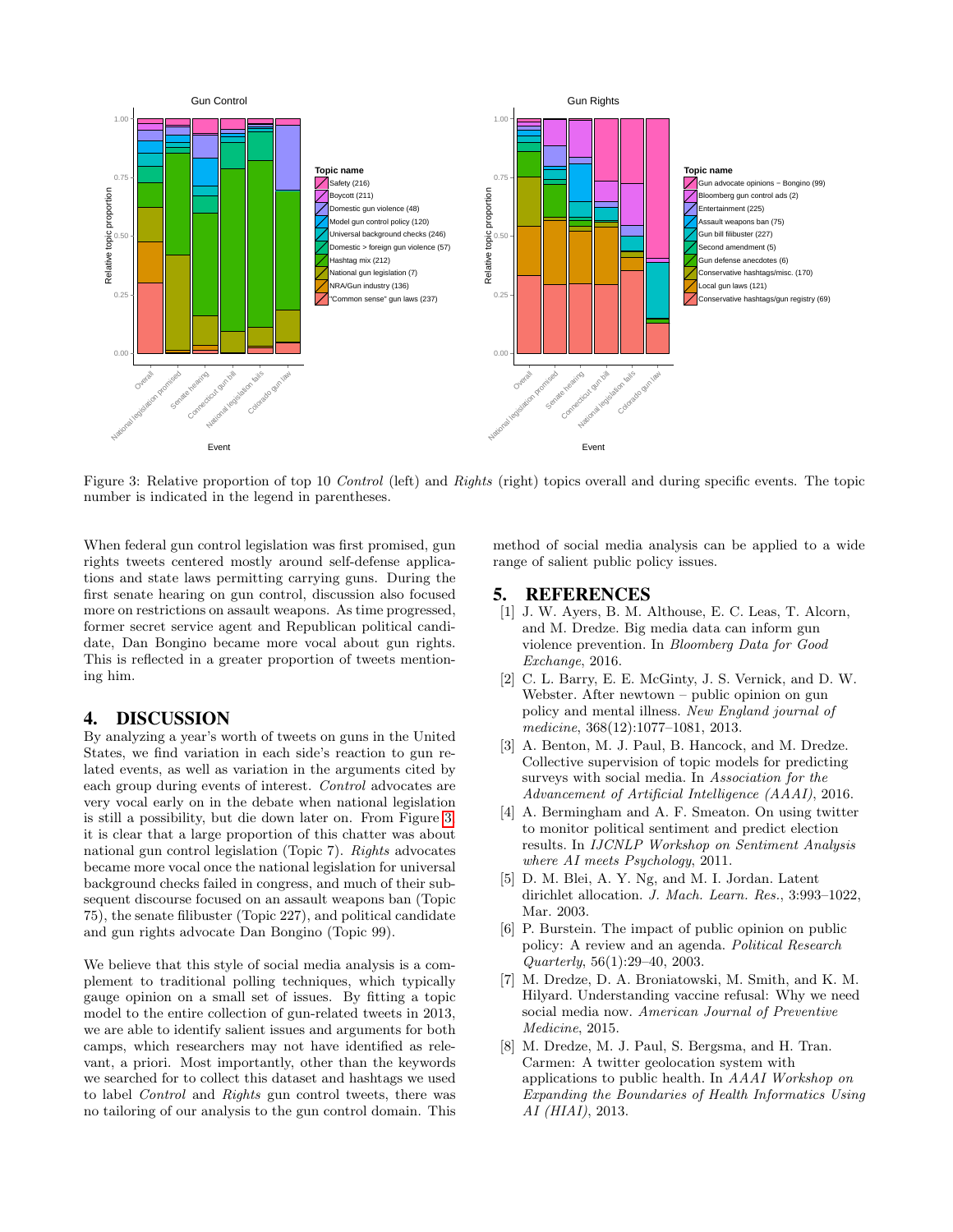Figure 3: Relative proportion of top 10 *Control* (left) and *Rights* (right) topics overall and during specific events. The topic number is indicated in the legend in parentheses.

When federal gun control legislation was first promised, gun rights tweets centered mostly around self-defense applications and state laws permitting carrying guns. During the first senate hearing on gun control, discussion also focused more on restrictions on assault weapons. As time progressed, former secret service agent and Republican political candidate, Dan Bongino became more vocal about gun rights. This is reflected in a greater proportion of tweets mentioning him.

## 4. DISCUSSION

By analyzing a year's worth of tweets on guns in the United States, we find variation in each side's reaction to gun related events, as well as variation in the arguments cited by each group during events of interest. *Control* advocates are very vocal early on in the debate when national legislation is still a possibility, but die down later on. From Figure 3 it is clear that a large proportion of this chatter was about national gun control legislation (Topic 7). *Rights* advocates became more vocal once the national legislation for universal background checks failed in congress, and much of their subsequent discourse focused on an assault weapons ban (Topic 75), the senate filibuster (Topic 227), and political candidate and gun rights advocate Dan Bongino (Topic 99).

We believe that this style of social media analysis is a complement to traditional polling techniques, which typically gauge opinion on a small set of issues. By fitting a topic model to the entire collection of gun-related tweets in 2013, we are able to identify salient issues and arguments for both camps, which researchers may not have identified as relevant, a priori. Most importantly, other than the keywords we searched for to collect this dataset and hashtags we used to label *Control* and *Rights* gun control tweets, there was no tailoring of our analysis to the gun control domain. This method of social media analysis can be applied to a wide range of salient public policy issues.

## 5. REFERENCES

[1] J. W. Ayers, B. M. Althouse, E. C. Leas, T. Alcorn, and M. Dredze. Big media data can inform gun violence prevention. In *Bloomberg Data for Good Exchange*, 2016.

[2] C. L. Barry, E. E. McGinty, J. S. Vernick, and D. W. Webster. After newtown – public opinion on gun policy and mental illness. *New England journal of medicine*, 368(12):1077–1081, 2013.

[3] A. Benton, M. J. Paul, B. Hancock, and M. Dredze. Collective supervision of topic models for predicting surveys with social media. In *Association for the Advancement of Artificial Intelligence (AAAI)*, 2016.

[4] A. Bermingham and A. F. Smeaton. On using twitter to monitor political sentiment and predict election results. In *IJCNLP Workshop on Sentiment Analysis where AI meets Psychology*, 2011.

[5] D. M. Blei, A. Y. Ng, and M. I. Jordan. Latent dirichlet allocation. *J. Mach. Learn. Res.*, 3:993–1022, Mar. 2003.

[6] P. Burstein. The impact of public opinion on public policy: A review and an agenda. *Political Research Quarterly*, 56(1):29–40, 2003.

[7] M. Dredze, D. A. Broniatowski, M. Smith, and K. M. Hilyard. Understanding vaccine refusal: Why we need social media now. *American Journal of Preventive Medicine*, 2015.

[8] M. Dredze, M. J. Paul, S. Bergsma, and H. Tran. Carmen: A twitter geolocation system with applications to public health. In *AAAI Workshop on Expanding the Boundaries of Health Informatics Using AI (HIAI)*, 2013.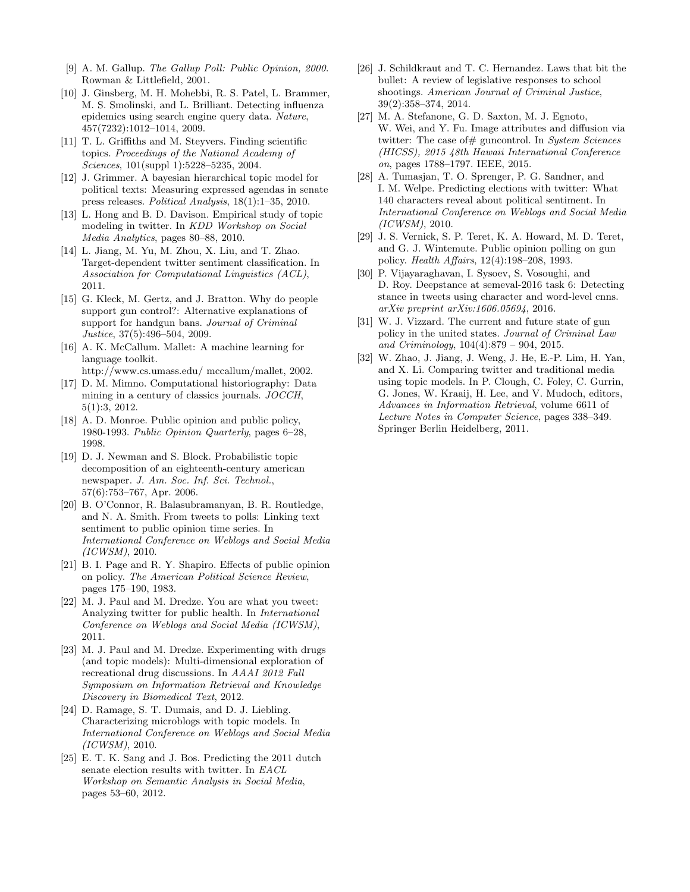[9] A. M. Gallup. *The Gallup Poll: Public Opinion, 2000*. Rowman & Littlefield, 2001.

[10] J. Ginsberg, M. H. Mohebbi, R. S. Patel, L. Brammer, M. S. Smolinski, and L. Brilliant. Detecting influenza epidemics using search engine query data. *Nature*, 457(7232):1012–1014, 2009.

[11] T. L. Griffiths and M. Steyvers. Finding scientific topics. *Proceedings of the National Academy of Sciences*, 101(suppl 1):5228–5235, 2004.

[12] J. Grimmer. A bayesian hierarchical topic model for political texts: Measuring expressed agendas in senate press releases. *Political Analysis*, 18(1):1–35, 2010.

[13] L. Hong and B. D. Davison. Empirical study of topic modeling in twitter. In *KDD Workshop on Social Media Analytics*, pages 80–88, 2010.

[14] L. Jiang, M. Yu, M. Zhou, X. Liu, and T. Zhao. Target-dependent twitter sentiment classification. In *Association for Computational Linguistics (ACL)*, 2011.

[15] G. Kleck, M. Gertz, and J. Bratton. Why do people support gun control?: Alternative explanations of support for handgun bans. *Journal of Criminal Justice*, 37(5):496–504, 2009.

[16] A. K. McCallum. Mallet: A machine learning for language toolkit. http://www.cs.umass.edu/ mccallum/mallet, 2002.

[17] D. M. Mimno. Computational historiography: Data mining in a century of classics journals. *JOCCH*, 5(1):3, 2012.

[18] A. D. Monroe. Public opinion and public policy, 1980-1993. *Public Opinion Quarterly*, pages 6–28, 1998.

[19] D. J. Newman and S. Block. Probabilistic topic decomposition of an eighteenth-century american newspaper. *J. Am. Soc. Inf. Sci. Technol.*, 57(6):753–767, Apr. 2006.

[20] B. O'Connor, R. Balasubramanyan, B. R. Routledge, and N. A. Smith. From tweets to polls: Linking text sentiment to public opinion time series. In *International Conference on Weblogs and Social Media (ICWSM)*, 2010.

[21] B. I. Page and R. Y. Shapiro. Effects of public opinion on policy. *The American Political Science Review*, pages 175–190, 1983.

[22] M. J. Paul and M. Dredze. You are what you tweet: Analyzing twitter for public health. In *International Conference on Weblogs and Social Media (ICWSM)*, 2011.

[23] M. J. Paul and M. Dredze. Experimenting with drugs (and topic models): Multi-dimensional exploration of recreational drug discussions. In *AAAI 2012 Fall Symposium on Information Retrieval and Knowledge Discovery in Biomedical Text*, 2012.

[24] D. Ramage, S. T. Dumais, and D. J. Liebling. Characterizing microblogs with topic models. In *International Conference on Weblogs and Social Media (ICWSM)*, 2010.

[25] E. T. K. Sang and J. Bos. Predicting the 2011 dutch senate election results with twitter. In *EACL Workshop on Semantic Analysis in Social Media*, pages 53–60, 2012.

[26] J. Schildkraut and T. C. Hernandez. Laws that bit the bullet: A review of legislative responses to school shootings. *American Journal of Criminal Justice*, 39(2):358–374, 2014.

[27] M. A. Stefanone, G. D. Saxton, M. J. Egnoto, W. Wei, and Y. Fu. Image attributes and diffusion via twitter: The case of# guncontrol. In *System Sciences (HICSS), 2015 48th Hawaii International Conference on*, pages 1788–1797. IEEE, 2015.

[28] A. Tumasjan, T. O. Sprenger, P. G. Sandner, and I. M. Welpe. Predicting elections with twitter: What 140 characters reveal about political sentiment. In *International Conference on Weblogs and Social Media (ICWSM)*, 2010.

[29] J. S. Vernick, S. P. Teret, K. A. Howard, M. D. Teret, and G. J. Wintemute. Public opinion polling on gun policy. *Health Affairs*, 12(4):198–208, 1993.

[30] P. Vijayaraghavan, I. Sysoev, S. Vosoughi, and D. Roy. Deepstance at semeval-2016 task 6: Detecting stance in tweets using character and word-level cnns. *arXiv preprint arXiv:1606.05694*, 2016.

[31] W. J. Vizzard. The current and future state of gun policy in the united states. *Journal of Criminal Law and Criminology*, 104(4):879 – 904, 2015.

[32] W. Zhao, J. Jiang, J. Weng, J. He, E.-P. Lim, H. Yan, and X. Li. Comparing twitter and traditional media using topic models. In P. Clough, C. Foley, C. Gurrin, G. Jones, W. Kraaij, H. Lee, and V. Mudoch, editors, *Advances in Information Retrieval*, volume 6611 of *Lecture Notes in Computer Science*, pages 338–349. Springer Berlin Heidelberg, 2011.